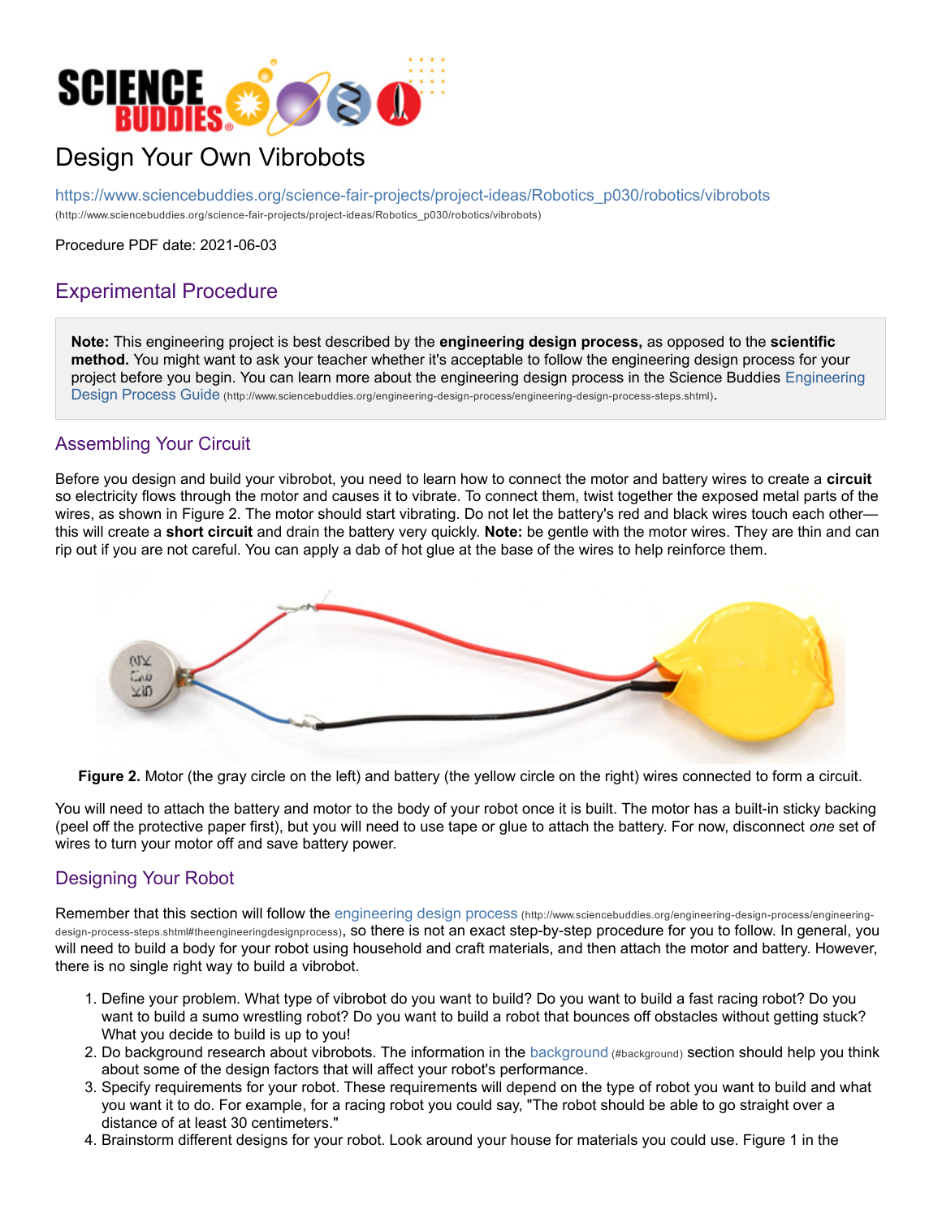# Design Your Own Vibrobots

https://www.sciencebuddies.org/science-fair-projects/project-ideas/Robotics_p030/robotics/vibrobots
(http://www.sciencebuddies.org/science-fair-projects/project-ideas/Robotics_p030/robotics/vibrobots)

Procedure PDF date: 2021-06-03

## Experimental Procedure

**Note:** This engineering project is best described by the **engineering design process,** as opposed to the **scientific method.** You might want to ask your teacher whether it's acceptable to follow the engineering design process for your project before you begin. You can learn more about the engineering design process in the Science Buddies Engineering Design Process Guide (http://www.sciencebuddies.org/engineering-design-process/engineering-design-process-steps.shtml).

### Assembling Your Circuit

Before you design and build your vibrobot, you need to learn how to connect the motor and battery wires to create a **circuit** so electricity flows through the motor and causes it to vibrate. To connect them, twist together the exposed metal parts of the wires, as shown in Figure 2. The motor should start vibrating. Do not let the battery's red and black wires touch each other—this will create a **short circuit** and drain the battery very quickly. **Note:** be gentle with the motor wires. They are thin and can rip out if you are not careful. You can apply a dab of hot glue at the base of the wires to help reinforce them.

**Figure 2.** Motor (the gray circle on the left) and battery (the yellow circle on the right) wires connected to form a circuit.

You will need to attach the battery and motor to the body of your robot once it is built. The motor has a built-in sticky backing (peel off the protective paper first), but you will need to use tape or glue to attach the battery. For now, disconnect *one* set of wires to turn your motor off and save battery power.

### Designing Your Robot

Remember that this section will follow the engineering design process (http://www.sciencebuddies.org/engineering-design-process/engineering-design-process-steps.shtml#theengineeringdesignprocess), so there is not an exact step-by-step procedure for you to follow. In general, you will need to build a body for your robot using household and craft materials, and then attach the motor and battery. However, there is no single right way to build a vibrobot.

1. Define your problem. What type of vibrobot do you want to build? Do you want to build a fast racing robot? Do you want to build a sumo wrestling robot? Do you want to build a robot that bounces off obstacles without getting stuck? What you decide to build is up to you!
2. Do background research about vibrobots. The information in the background (#background) section should help you think about some of the design factors that will affect your robot's performance.
3. Specify requirements for your robot. These requirements will depend on the type of robot you want to build and what you want it to do. For example, for a racing robot you could say, "The robot should be able to go straight over a distance of at least 30 centimeters."
4. Brainstorm different designs for your robot. Look around your house for materials you could use. Figure 1 in the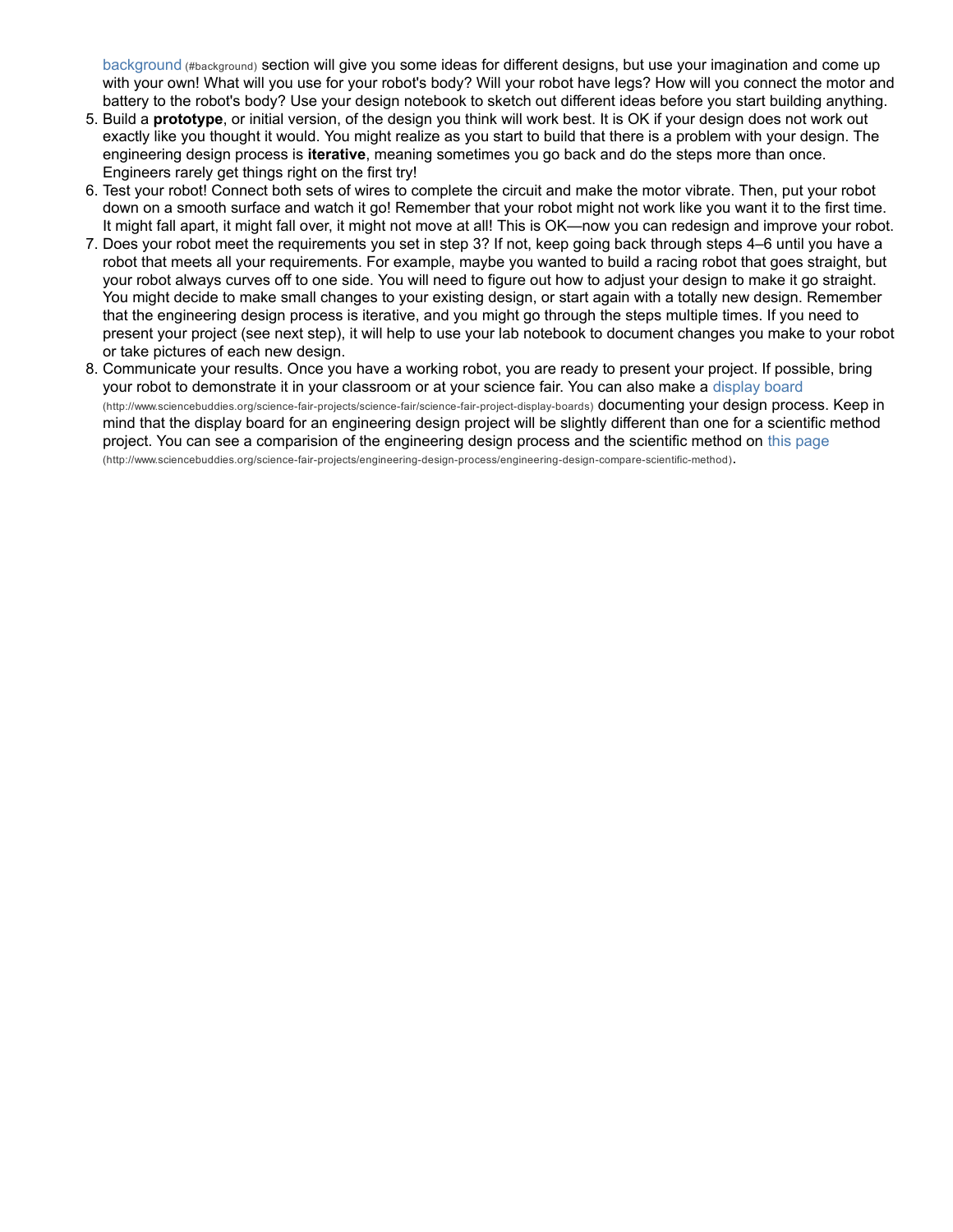background (#background) section will give you some ideas for different designs, but use your imagination and come up with your own! What will you use for your robot's body? Will your robot have legs? How will you connect the motor and battery to the robot's body? Use your design notebook to sketch out different ideas before you start building anything.

5. Build a **prototype**, or initial version, of the design you think will work best. It is OK if your design does not work out exactly like you thought it would. You might realize as you start to build that there is a problem with your design. The engineering design process is **iterative**, meaning sometimes you go back and do the steps more than once. Engineers rarely get things right on the first try!
6. Test your robot! Connect both sets of wires to complete the circuit and make the motor vibrate. Then, put your robot down on a smooth surface and watch it go! Remember that your robot might not work like you want it to the first time. It might fall apart, it might fall over, it might not move at all! This is OK—now you can redesign and improve your robot.
7. Does your robot meet the requirements you set in step 3? If not, keep going back through steps 4–6 until you have a robot that meets all your requirements. For example, maybe you wanted to build a racing robot that goes straight, but your robot always curves off to one side. You will need to figure out how to adjust your design to make it go straight. You might decide to make small changes to your existing design, or start again with a totally new design. Remember that the engineering design process is iterative, and you might go through the steps multiple times. If you need to present your project (see next step), it will help to use your lab notebook to document changes you make to your robot or take pictures of each new design.
8. Communicate your results. Once you have a working robot, you are ready to present your project. If possible, bring your robot to demonstrate it in your classroom or at your science fair. You can also make a display board (http://www.sciencebuddies.org/science-fair-projects/science-fair/science-fair-project-display-boards) documenting your design process. Keep in mind that the display board for an engineering design project will be slightly different than one for a scientific method project. You can see a comparision of the engineering design process and the scientific method on this page (http://www.sciencebuddies.org/science-fair-projects/engineering-design-process/engineering-design-compare-scientific-method).